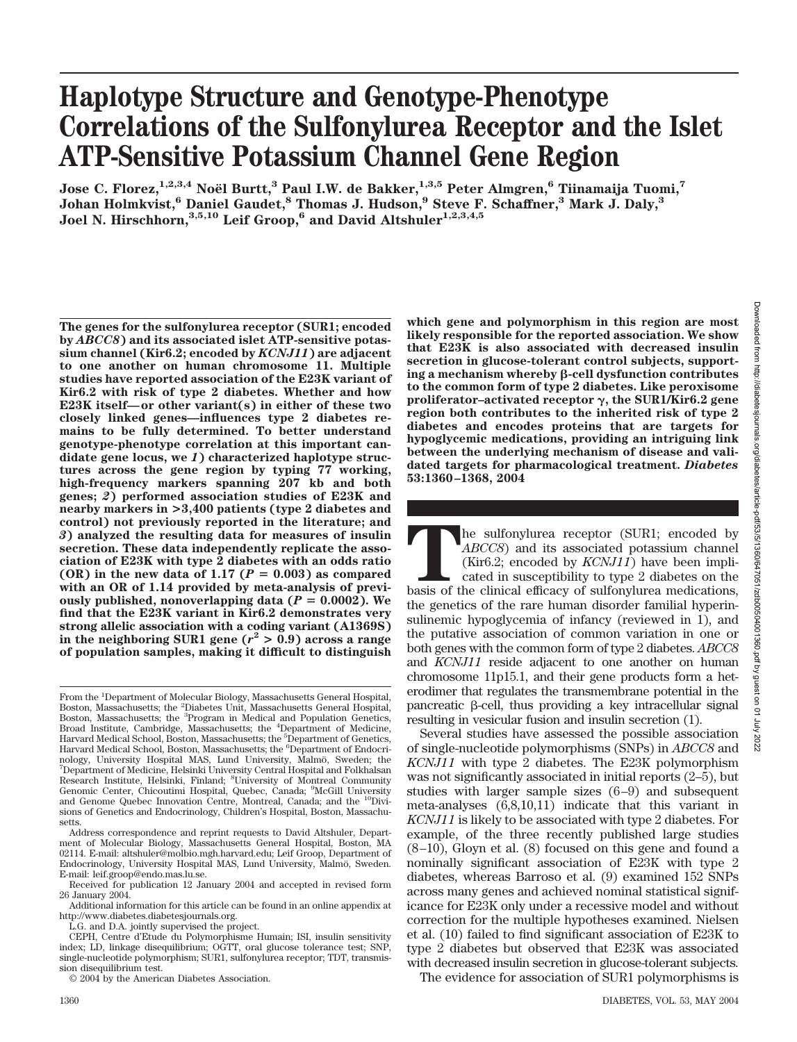# Haplotype Structure and Genotype-Phenotype Correlations of the Sulfonylurea Receptor and the Islet ATP-Sensitive Potassium Channel Gene Region

**Jose C. Florez,[1,2,3,4] Noël Burtt,[3] Paul I.W. de Bakker,[1,3,5] Peter Almgren,[6] Tiinamaija Tuomi,[7] Johan Holmkvist,[6] Daniel Gaudet,[8] Thomas J. Hudson,[9] Steve F. Schaffner,[3] Mark J. Daly,[3] Joel N. Hirschhorn,[3,5,10] Leif Groop,[6] and David Altshuler[1,2,3,4,5]**

**The genes for the sulfonylurea receptor (SUR1; encoded by *ABCC8*) and its associated islet ATP-sensitive potassium channel (Kir6.2; encoded by *KCNJ11*) are adjacent to one another on human chromosome 11. Multiple studies have reported association of the E23K variant of Kir6.2 with risk of type 2 diabetes. Whether and how E23K itself—or other variant(s) in either of these two closely linked genes—influences type 2 diabetes remains to be fully determined. To better understand genotype-phenotype correlation at this important candidate gene locus, we *1*) characterized haplotype structures across the gene region by typing 77 working, high-frequency markers spanning 207 kb and both genes; *2*) performed association studies of E23K and nearby markers in >3,400 patients (type 2 diabetes and control) not previously reported in the literature; and *3*) analyzed the resulting data for measures of insulin secretion. These data independently replicate the association of E23K with type 2 diabetes with an odds ratio (OR) in the new data of 1.17 ($P = 0.003$) as compared with an OR of 1.14 provided by meta-analysis of previously published, nonoverlapping data ($P = 0.0002$). We find that the E23K variant in Kir6.2 demonstrates very strong allelic association with a coding variant (A1369S) in the neighboring SUR1 gene ($r^2 > 0.9$) across a range of population samples, making it difficult to distinguish which gene and polymorphism in this region are most likely responsible for the reported association. We show that E23K is also associated with decreased insulin secretion in glucose-tolerant control subjects, supporting a mechanism whereby β-cell dysfunction contributes to the common form of type 2 diabetes. Like peroxisome proliferator–activated receptor γ, the SUR1/Kir6.2 gene region both contributes to the inherited risk of type 2 diabetes and encodes proteins that are targets for hypoglycemic medications, providing an intriguing link between the underlying mechanism of disease and validated targets for pharmacological treatment. *Diabetes* 53:1360–1368, 2004**

From the [1]Department of Molecular Biology, Massachusetts General Hospital, Boston, Massachusetts; the [2]Diabetes Unit, Massachusetts General Hospital, Boston, Massachusetts; the [3]Program in Medical and Population Genetics, Broad Institute, Cambridge, Massachusetts; the [4]Department of Medicine, Harvard Medical School, Boston, Massachusetts; the [5]Department of Genetics, Harvard Medical School, Boston, Massachusetts; the [6]Department of Endocrinology, University Hospital MAS, Lund University, Malmö, Sweden; the [7]Department of Medicine, Helsinki University Central Hospital and Folkhalsan Research Institute, Helsinki, Finland; [8]University of Montreal Community Genomic Center, Chicoutimi Hospital, Quebec, Canada; [9]McGill University and Genome Quebec Innovation Centre, Montreal, Canada; and the [10]Divisions of Genetics and Endocrinology, Children's Hospital, Boston, Massachusetts.

Address correspondence and reprint requests to David Altshuler, Department of Molecular Biology, Massachusetts General Hospital, Boston, MA 02114. E-mail: altshuler@molbio.mgh.harvard.edu; Leif Groop, Department of Endocrinology, University Hospital MAS, Lund University, Malmö, Sweden. E-mail: leif.groop@endo.mas.lu.se.

Received for publication 12 January 2004 and accepted in revised form 26 January 2004.

Additional information for this article can be found in an online appendix at http://www.diabetes.diabetesjournals.org.

L.G. and D.A. jointly supervised the project.

CEPH, Centre d'Etude du Polymorphisme Humain; ISI, insulin sensitivity index; LD, linkage disequilibrium; OGTT, oral glucose tolerance test; SNP, single-nucleotide polymorphism; SUR1, sulfonylurea receptor; TDT, transmission disequilibrium test.

© 2004 by the American Diabetes Association.

The sulfonylurea receptor (SUR1; encoded by *ABCC8*) and its associated potassium channel (Kir6.2; encoded by *KCNJ11*) have been implicated in susceptibility to type 2 diabetes on the basis of the clinical efficacy of sulfonylurea medications, the genetics of the rare human disorder familial hyperinsulinemic hypoglycemia of infancy (reviewed in 1), and the putative association of common variation in one or both genes with the common form of type 2 diabetes. *ABCC8* and *KCNJ11* reside adjacent to one another on human chromosome 11p15.1, and their gene products form a heterodimer that regulates the transmembrane potential in the pancreatic β-cell, thus providing a key intracellular signal resulting in vesicular fusion and insulin secretion (1).

Several studies have assessed the possible association of single-nucleotide polymorphisms (SNPs) in *ABCC8* and *KCNJ11* with type 2 diabetes. The E23K polymorphism was not significantly associated in initial reports (2–5), but studies with larger sample sizes (6–9) and subsequent meta-analyses (6,8,10,11) indicate that this variant in *KCNJ11* is likely to be associated with type 2 diabetes. For example, of the three recently published large studies (8–10), Gloyn et al. (8) focused on this gene and found a nominally significant association of E23K with type 2 diabetes, whereas Barroso et al. (9) examined 152 SNPs across many genes and achieved nominal statistical significance for E23K only under a recessive model and without correction for the multiple hypotheses examined. Nielsen et al. (10) failed to find significant association of E23K to type 2 diabetes but observed that E23K was associated with decreased insulin secretion in glucose-tolerant subjects.

The evidence for association of SUR1 polymorphisms is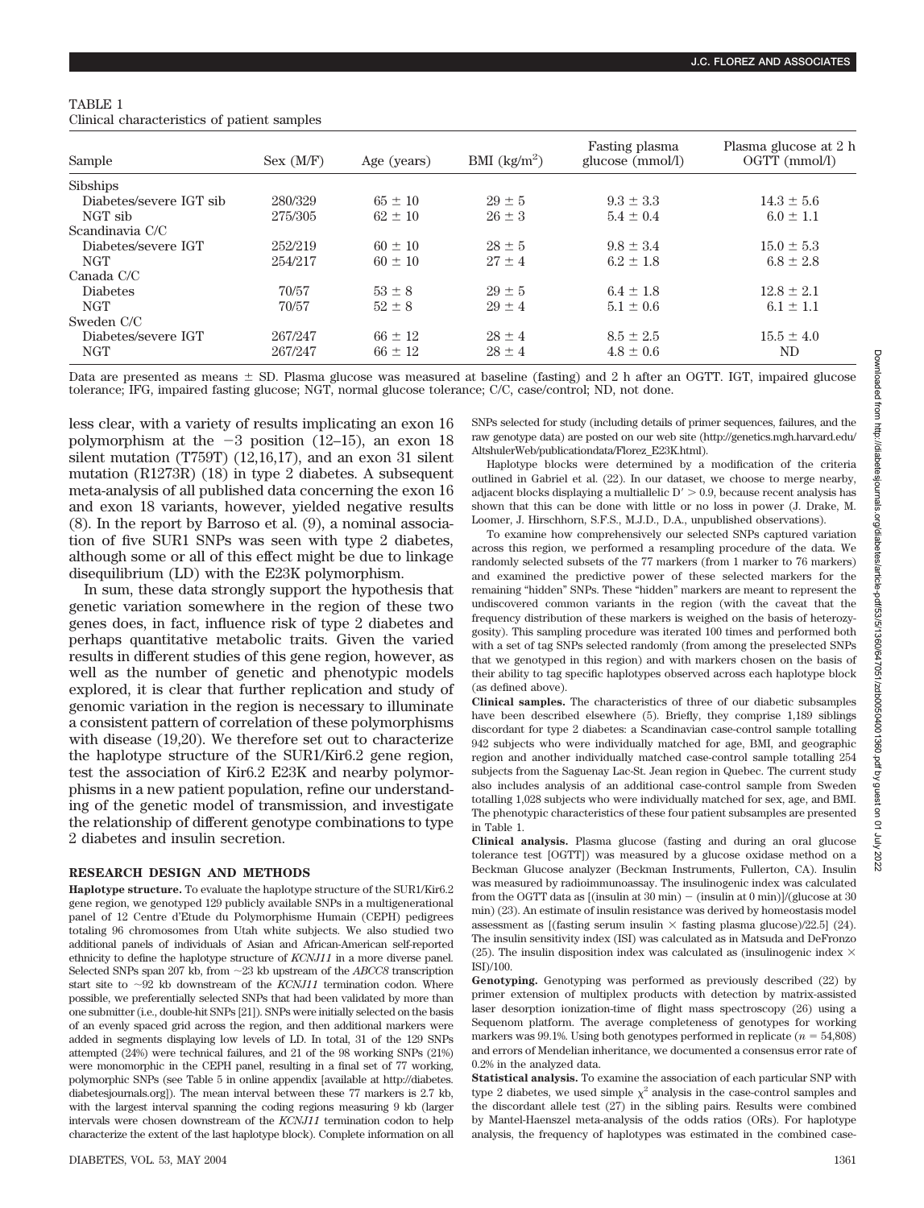TABLE 1
Clinical characteristics of patient samples

| Sample | Sex (M/F) | Age (years) | BMI (kg/m$^2$) | Fasting plasma glucose (mmol/l) | Plasma glucose at 2 h OGTT (mmol/l) |
|---|---|---|---|---|---|
| Sibships | | | | | |
| Diabetes/severe IGT sib | 280/329 | 65 ± 10 | 29 ± 5 | 9.3 ± 3.3 | 14.3 ± 5.6 |
| NGT sib | 275/305 | 62 ± 10 | 26 ± 3 | 5.4 ± 0.4 | 6.0 ± 1.1 |
| Scandinavia C/C | | | | | |
| Diabetes/severe IGT | 252/219 | 60 ± 10 | 28 ± 5 | 9.8 ± 3.4 | 15.0 ± 5.3 |
| NGT | 254/217 | 60 ± 10 | 27 ± 4 | 6.2 ± 1.8 | 6.8 ± 2.8 |
| Canada C/C | | | | | |
| Diabetes | 70/57 | 53 ± 8 | 29 ± 5 | 6.4 ± 1.8 | 12.8 ± 2.1 |
| NGT | 70/57 | 52 ± 8 | 29 ± 4 | 5.1 ± 0.6 | 6.1 ± 1.1 |
| Sweden C/C | | | | | |
| Diabetes/severe IGT | 267/247 | 66 ± 12 | 28 ± 4 | 8.5 ± 2.5 | 15.5 ± 4.0 |
| NGT | 267/247 | 66 ± 12 | 28 ± 4 | 4.8 ± 0.6 | ND |

Data are presented as means ± SD. Plasma glucose was measured at baseline (fasting) and 2 h after an OGTT. IGT, impaired glucose tolerance; IFG, impaired fasting glucose; NGT, normal glucose tolerance; C/C, case/control; ND, not done.

less clear, with a variety of results implicating an exon 16 polymorphism at the −3 position (12–15), an exon 18 silent mutation (T759T) (12,16,17), and an exon 31 silent mutation (R1273R) (18) in type 2 diabetes. A subsequent meta-analysis of all published data concerning the exon 16 and exon 18 variants, however, yielded negative results (8). In the report by Barroso et al. (9), a nominal association of five SUR1 SNPs was seen with type 2 diabetes, although some or all of this effect might be due to linkage disequilibrium (LD) with the E23K polymorphism.

In sum, these data strongly support the hypothesis that genetic variation somewhere in the region of these two genes does, in fact, influence risk of type 2 diabetes and perhaps quantitative metabolic traits. Given the varied results in different studies of this gene region, however, as well as the number of genetic and phenotypic models explored, it is clear that further replication and study of genomic variation in the region is necessary to illuminate a consistent pattern of correlation of these polymorphisms with disease (19,20). We therefore set out to characterize the haplotype structure of the SUR1/Kir6.2 gene region, test the association of Kir6.2 E23K and nearby polymorphisms in a new patient population, refine our understanding of the genetic model of transmission, and investigate the relationship of different genotype combinations to type 2 diabetes and insulin secretion.

## RESEARCH DESIGN AND METHODS

**Haplotype structure.** To evaluate the haplotype structure of the SUR1/Kir6.2 gene region, we genotyped 129 publicly available SNPs in a multigenerational panel of 12 Centre d'Etude du Polymorphisme Humain (CEPH) pedigrees totaling 96 chromosomes from Utah white subjects. We also studied two additional panels of individuals of Asian and African-American self-reported ethnicity to define the haplotype structure of *KCNJ11* in a more diverse panel. Selected SNPs span 207 kb, from ~23 kb upstream of the *ABCC8* transcription start site to ~92 kb downstream of the *KCNJ11* termination codon. Where possible, we preferentially selected SNPs that had been validated by more than one submitter (i.e., double-hit SNPs [21]). SNPs were initially selected on the basis of an evenly spaced grid across the region, and then additional markers were added in segments displaying low levels of LD. In total, 31 of the 129 SNPs attempted (24%) were technical failures, and 21 of the 98 working SNPs (21%) were monomorphic in the CEPH panel, resulting in a final set of 77 working, polymorphic SNPs (see Table 5 in online appendix [available at http://diabetes.diabetesjournals.org]). The mean interval between these 77 markers is 2.7 kb, with the largest interval spanning the coding regions measuring 9 kb (larger intervals were chosen downstream of the *KCNJ11* termination codon to help characterize the extent of the last haplotype block). Complete information on all SNPs selected for study (including details of primer sequences, failures, and the raw genotype data) are posted on our web site (http://genetics.mgh.harvard.edu/AltshulerWeb/publicationdata/Florez_E23K.html).

Haplotype blocks were determined by a modification of the criteria outlined in Gabriel et al. (22). In our dataset, we choose to merge nearby, adjacent blocks displaying a multiallelic $D' > 0.9$, because recent analysis has shown that this can be done with little or no loss in power (J. Drake, M. Loomer, J. Hirschhorn, S.F.S., M.J.D., D.A., unpublished observations).

To examine how comprehensively our selected SNPs captured variation across this region, we performed a resampling procedure of the data. We randomly selected subsets of the 77 markers (from 1 marker to 76 markers) and examined the predictive power of these selected markers for the remaining "hidden" SNPs. These "hidden" markers are meant to represent the undiscovered common variants in the region (with the caveat that the frequency distribution of these markers is weighed on the basis of heterozygosity). This sampling procedure was iterated 100 times and performed both with a set of tag SNPs selected randomly (from among the preselected SNPs that we genotyped in this region) and with markers chosen on the basis of their ability to tag specific haplotypes observed across each haplotype block (as defined above).

**Clinical samples.** The characteristics of three of our diabetic subsamples have been described elsewhere (5). Briefly, they comprise 1,189 siblings discordant for type 2 diabetes: a Scandinavian case-control sample totalling 942 subjects who were individually matched for age, BMI, and geographic region and another individually matched case-control sample totalling 254 subjects from the Saguenay Lac-St. Jean region in Quebec. The current study also includes analysis of an additional case-control sample from Sweden totalling 1,028 subjects who were individually matched for sex, age, and BMI. The phenotypic characteristics of these four patient subsamples are presented in Table 1.

**Clinical analysis.** Plasma glucose (fasting and during an oral glucose tolerance test [OGTT]) was measured by a glucose oxidase method on a Beckman Glucose analyzer (Beckman Instruments, Fullerton, CA). Insulin was measured by radioimmunoassay. The insulinogenic index was calculated from the OGTT data as [(insulin at 30 min) − (insulin at 0 min)]/(glucose at 30 min) (23). An estimate of insulin resistance was derived by homeostasis model assessment as [(fasting serum insulin × fasting plasma glucose)/22.5] (24). The insulin sensitivity index (ISI) was calculated as in Matsuda and DeFronzo (25). The insulin disposition index was calculated as (insulinogenic index × ISI)/100.

**Genotyping.** Genotyping was performed as previously described (22) by primer extension of multiplex products with detection by matrix-assisted laser desorption ionization-time of flight mass spectroscopy (26) using a Sequenom platform. The average completeness of genotypes for working markers was 99.1%. Using both genotypes performed in replicate ($n = 54{,}808$) and errors of Mendelian inheritance, we documented a consensus error rate of 0.2% in the analyzed data.

**Statistical analysis.** To examine the association of each particular SNP with type 2 diabetes, we used simple $\chi^2$ analysis in the case-control samples and the discordant allele test (27) in the sibling pairs. Results were combined by Mantel-Haenszel meta-analysis of the odds ratios (ORs). For haplotype analysis, the frequency of haplotypes was estimated in the combined case-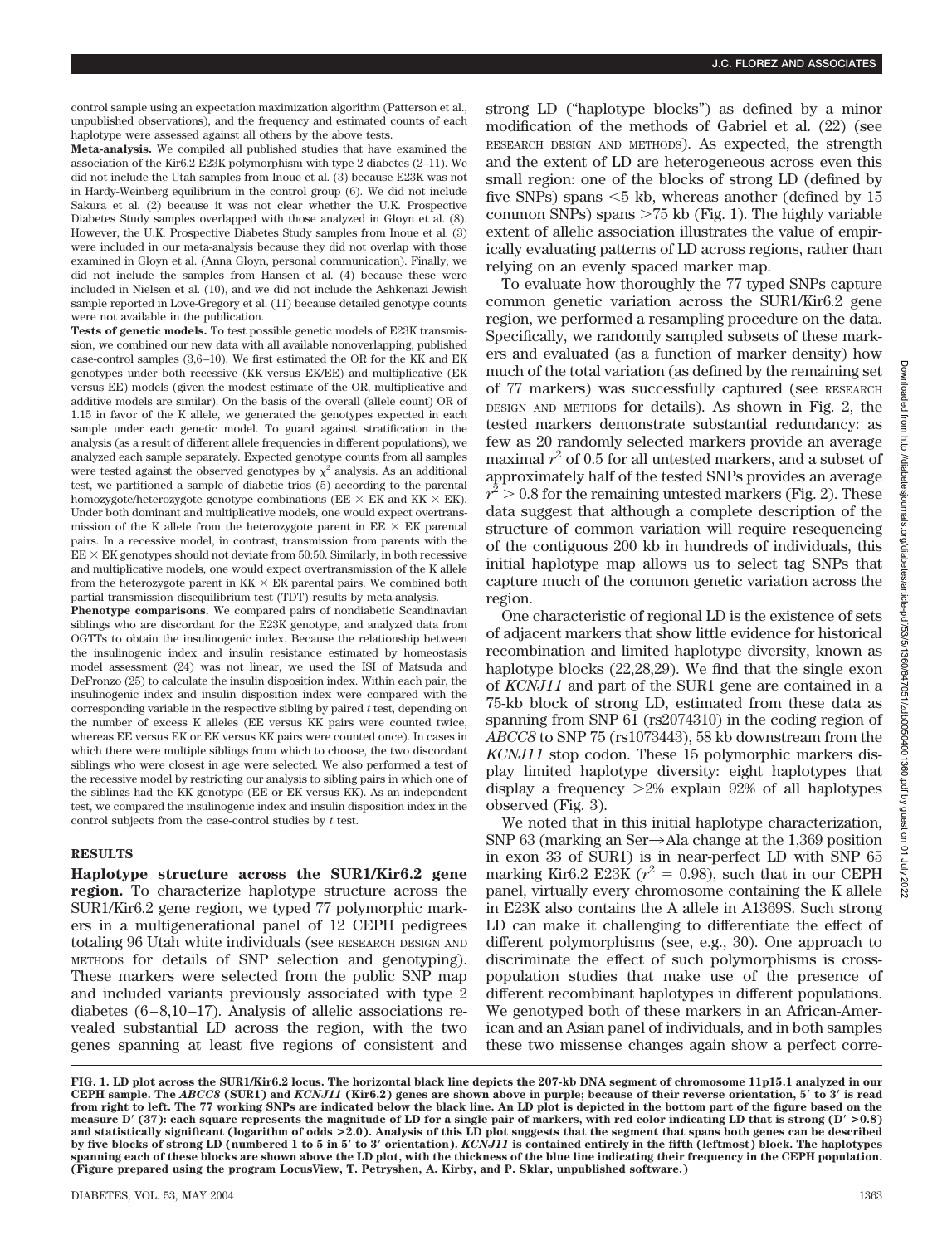control sample using an expectation maximization algorithm (Patterson et al., unpublished observations), and the frequency and estimated counts of each haplotype were assessed against all others by the above tests.

**Meta-analysis.** We compiled all published studies that have examined the association of the Kir6.2 E23K polymorphism with type 2 diabetes (2–11). We did not include the Utah samples from Inoue et al. (3) because E23K was not in Hardy-Weinberg equilibrium in the control group (6). We did not include Sakura et al. (2) because it was not clear whether the U.K. Prospective Diabetes Study samples overlapped with those analyzed in Gloyn et al. (8). However, the U.K. Prospective Diabetes Study samples from Inoue et al. (3) were included in our meta-analysis because they did not overlap with those examined in Gloyn et al. (Anna Gloyn, personal communication). Finally, we did not include the samples from Hansen et al. (4) because these were included in Nielsen et al. (10), and we did not include the Ashkenazi Jewish sample reported in Love-Gregory et al. (11) because detailed genotype counts were not available in the publication.

**Tests of genetic models.** To test possible genetic models of E23K transmission, we combined our new data with all available nonoverlapping, published case-control samples (3,6–10). We first estimated the OR for the KK and EK genotypes under both recessive (KK versus EK/EE) and multiplicative (EK versus EE) models (given the modest estimate of the OR, multiplicative and additive models are similar). On the basis of the overall (allele count) OR of 1.15 in favor of the K allele, we generated the genotypes expected in each sample under each genetic model. To guard against stratification in the analysis (as a result of different allele frequencies in different populations), we analyzed each sample separately. Expected genotype counts from all samples were tested against the observed genotypes by $\chi^2$ analysis. As an additional test, we partitioned a sample of diabetic trios (5) according to the parental homozygote/heterozygote genotype combinations (EE × EK and KK × EK). Under both dominant and multiplicative models, one would expect overtransmission of the K allele from the heterozygote parent in EE × EK parental pairs. In a recessive model, in contrast, transmission from parents with the EE × EK genotypes should not deviate from 50:50. Similarly, in both recessive and multiplicative models, one would expect overtransmission of the K allele from the heterozygote parent in KK × EK parental pairs. We combined both partial transmission disequilibrium test (TDT) results by meta-analysis.

**Phenotype comparisons.** We compared pairs of nondiabetic Scandinavian siblings who are discordant for the E23K genotype, and analyzed data from OGTTs to obtain the insulinogenic index. Because the relationship between the insulinogenic index and insulin resistance estimated by homeostasis model assessment (24) was not linear, we used the ISI of Matsuda and DeFronzo (25) to calculate the insulin disposition index. Within each pair, the insulinogenic index and insulin disposition index were compared with the corresponding variable in the respective sibling by paired *t* test, depending on the number of excess K alleles (EE versus KK pairs were counted twice, whereas EE versus EK or EK versus KK pairs were counted once). In cases in which there were multiple siblings from which to choose, the two discordant siblings who were closest in age were selected. We also performed a test of the recessive model by restricting our analysis to sibling pairs in which one of the siblings had the KK genotype (EE or EK versus KK). As an independent test, we compared the insulinogenic index and insulin disposition index in the control subjects from the case-control studies by *t* test.

## RESULTS

**Haplotype structure across the SUR1/Kir6.2 gene region.** To characterize haplotype structure across the SUR1/Kir6.2 gene region, we typed 77 polymorphic markers in a multigenerational panel of 12 CEPH pedigrees totaling 96 Utah white individuals (see RESEARCH DESIGN AND METHODS for details of SNP selection and genotyping). These markers were selected from the public SNP map and included variants previously associated with type 2 diabetes (6–8,10–17). Analysis of allelic associations revealed substantial LD across the region, with the two genes spanning at least five regions of consistent and strong LD ("haplotype blocks") as defined by a minor modification of the methods of Gabriel et al. (22) (see RESEARCH DESIGN AND METHODS). As expected, the strength and the extent of LD are heterogeneous across even this small region: one of the blocks of strong LD (defined by five SNPs) spans <5 kb, whereas another (defined by 15 common SNPs) spans >75 kb (Fig. 1). The highly variable extent of allelic association illustrates the value of empirically evaluating patterns of LD across regions, rather than relying on an evenly spaced marker map.

To evaluate how thoroughly the 77 typed SNPs capture common genetic variation across the SUR1/Kir6.2 gene region, we performed a resampling procedure on the data. Specifically, we randomly sampled subsets of these markers and evaluated (as a function of marker density) how much of the total variation (as defined by the remaining set of 77 markers) was successfully captured (see RESEARCH DESIGN AND METHODS for details). As shown in Fig. 2, the tested markers demonstrate substantial redundancy: as few as 20 randomly selected markers provide an average maximal $r^2$ of 0.5 for all untested markers, and a subset of approximately half of the tested SNPs provides an average $r^2 > 0.8$ for the remaining untested markers (Fig. 2). These data suggest that although a complete description of the structure of common variation will require resequencing of the contiguous 200 kb in hundreds of individuals, this initial haplotype map allows us to select tag SNPs that capture much of the common genetic variation across the region.

One characteristic of regional LD is the existence of sets of adjacent markers that show little evidence for historical recombination and limited haplotype diversity, known as haplotype blocks (22,28,29). We find that the single exon of *KCNJ11* and part of the SUR1 gene are contained in a 75-kb block of strong LD, estimated from these data as spanning from SNP 61 (rs2074310) in the coding region of *ABCC8* to SNP 75 (rs1073443), 58 kb downstream from the *KCNJ11* stop codon. These 15 polymorphic markers display limited haplotype diversity: eight haplotypes that display a frequency >2% explain 92% of all haplotypes observed (Fig. 3).

We noted that in this initial haplotype characterization, SNP 63 (marking an Ser→Ala change at the 1,369 position in exon 33 of SUR1) is in near-perfect LD with SNP 65 marking Kir6.2 E23K ($r^2 = 0.98$), such that in our CEPH panel, virtually every chromosome containing the K allele in E23K also contains the A allele in A1369S. Such strong LD can make it challenging to differentiate the effect of different polymorphisms (see, e.g., 30). One approach to discriminate the effect of such polymorphisms is cross-population studies that make use of the presence of different recombinant haplotypes in different populations. We genotyped both of these markers in an African-American and an Asian panel of individuals, and in both samples these two missense changes again show a perfect corre-

FIG. 1. LD plot across the SUR1/Kir6.2 locus. The horizontal black line depicts the 207-kb DNA segment of chromosome 11p15.1 analyzed in our CEPH sample. The *ABCC8* (SUR1) and *KCNJ11* (Kir6.2) genes are shown above in purple; because of their reverse orientation, 5′ to 3′ is read from right to left. The 77 working SNPs are indicated below the black line. An LD plot is depicted in the bottom part of the figure based on the measure D′ (37): each square represents the magnitude of LD for a single pair of markers, with red color indicating LD that is strong (D′ >0.8) and statistically significant (logarithm of odds >2.0). Analysis of this LD plot suggests that the segment that spans both genes can be described by five blocks of strong LD (numbered 1 to 5 in 5′ to 3′ orientation). *KCNJ11* is contained entirely in the fifth (leftmost) block. The haplotypes spanning each of these blocks are shown above the LD plot, with the thickness of the blue line indicating their frequency in the CEPH population. (Figure prepared using the program LocusView, T. Petryshen, A. Kirby, and P. Sklar, unpublished software.)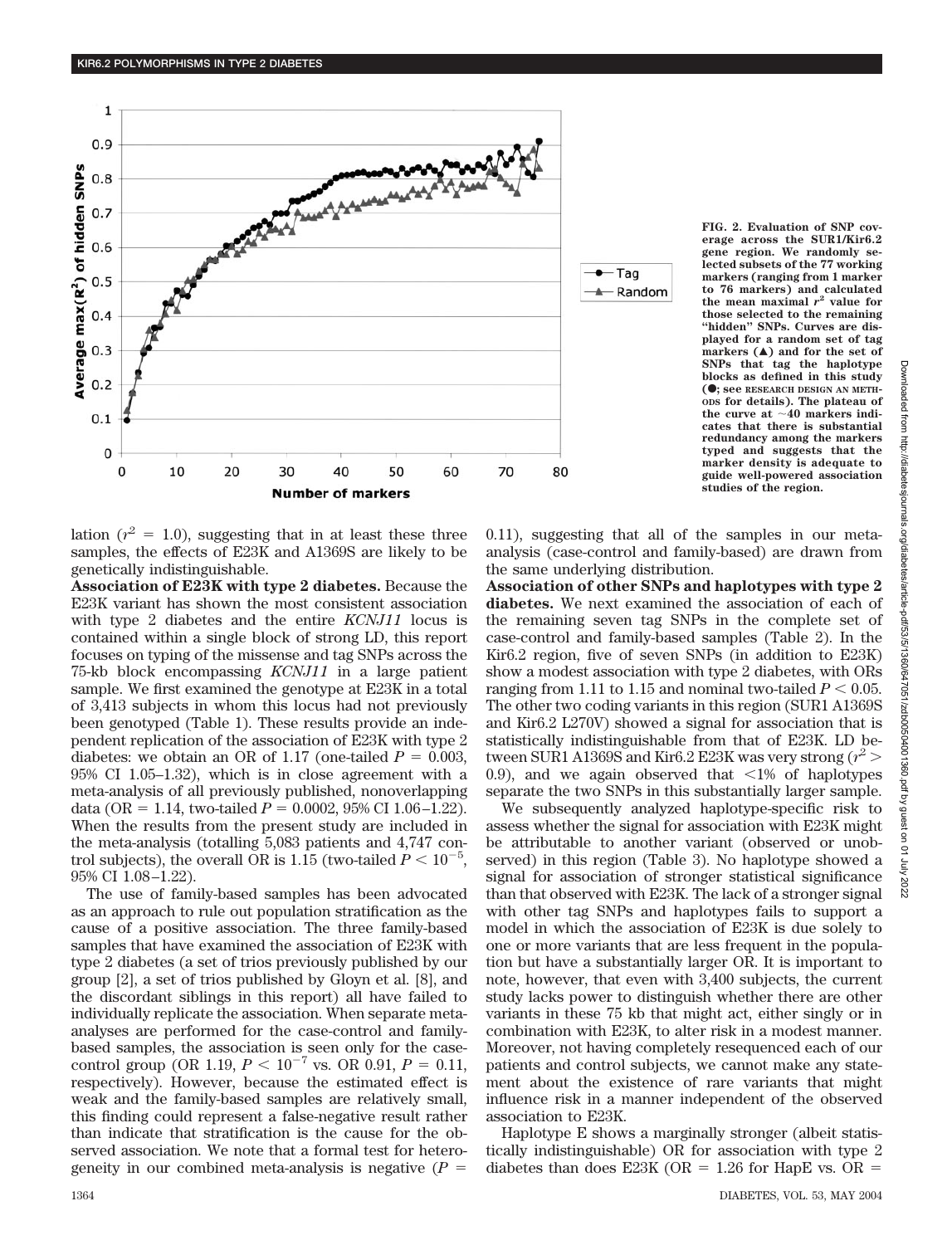FIG. 2. Evaluation of SNP coverage across the SUR1/Kir6.2 gene region. We randomly selected subsets of the 77 working markers (ranging from 1 marker to 76 markers) and calculated the mean maximal $r^2$ value for those selected to the remaining "hidden" SNPs. Curves are displayed for a random set of tag markers (▲) and for the set of SNPs that tag the haplotype blocks as defined in this study (●; see RESEARCH DESIGN AND METHODS for details). The plateau of the curve at ~40 markers indicates that there is substantial redundancy among the markers typed and suggests that the marker density is adequate to guide well-powered association studies of the region.

lation ($r^2$ = 1.0), suggesting that in at least these three samples, the effects of E23K and A1369S are likely to be genetically indistinguishable.

**Association of E23K with type 2 diabetes.** Because the E23K variant has shown the most consistent association with type 2 diabetes and the entire *KCNJ11* locus is contained within a single block of strong LD, this report focuses on typing of the missense and tag SNPs across the 75-kb block encompassing *KCNJ11* in a large patient sample. We first examined the genotype at E23K in a total of 3,413 subjects in whom this locus had not previously been genotyped (Table 1). These results provide an independent replication of the association of E23K with type 2 diabetes: we obtain an OR of 1.17 (one-tailed $P$ = 0.003, 95% CI 1.05–1.32), which is in close agreement with a meta-analysis of all previously published, nonoverlapping data (OR = 1.14, two-tailed $P$ = 0.0002, 95% CI 1.06–1.22). When the results from the present study are included in the meta-analysis (totalling 5,083 patients and 4,747 control subjects), the overall OR is 1.15 (two-tailed $P < 10^{-5}$, 95% CI 1.08–1.22).

The use of family-based samples has been advocated as an approach to rule out population stratification as the cause of a positive association. The three family-based samples that have examined the association of E23K with type 2 diabetes (a set of trios previously published by our group [2], a set of trios published by Gloyn et al. [8], and the discordant siblings in this report) all have failed to individually replicate the association. When separate meta-analyses are performed for the case-control and family-based samples, the association is seen only for the case-control group (OR 1.19, $P < 10^{-7}$ vs. OR 0.91, $P$ = 0.11, respectively). However, because the estimated effect is weak and the family-based samples are relatively small, this finding could represent a false-negative result rather than indicate that stratification is the cause for the observed association. We note that a formal test for heterogeneity in our combined meta-analysis is negative ($P$ = 0.11), suggesting that all of the samples in our meta-analysis (case-control and family-based) are drawn from the same underlying distribution.

**Association of other SNPs and haplotypes with type 2 diabetes.** We next examined the association of each of the remaining seven tag SNPs in the complete set of case-control and family-based samples (Table 2). In the Kir6.2 region, five of seven SNPs (in addition to E23K) show a modest association with type 2 diabetes, with ORs ranging from 1.11 to 1.15 and nominal two-tailed $P < 0.05$. The other two coding variants in this region (SUR1 A1369S and Kir6.2 L270V) showed a signal for association that is statistically indistinguishable from that of E23K. LD between SUR1 A1369S and Kir6.2 E23K was very strong ($r^2 >$ 0.9), and we again observed that <1% of haplotypes separate the two SNPs in this substantially larger sample.

We subsequently analyzed haplotype-specific risk to assess whether the signal for association with E23K might be attributable to another variant (observed or unobserved) in this region (Table 3). No haplotype showed a signal for association of stronger statistical significance than that observed with E23K. The lack of a stronger signal with other tag SNPs and haplotypes fails to support a model in which the association of E23K is due solely to one or more variants that are less frequent in the population but have a substantially larger OR. It is important to note, however, that even with 3,400 subjects, the current study lacks power to distinguish whether there are other variants in these 75 kb that might act, either singly or in combination with E23K, to alter risk in a modest manner. Moreover, not having completely resequenced each of our patients and control subjects, we cannot make any statement about the existence of rare variants that might influence risk in a manner independent of the observed association to E23K.

Haplotype E shows a marginally stronger (albeit statistically indistinguishable) OR for association with type 2 diabetes than does E23K (OR = 1.26 for HapE vs. OR =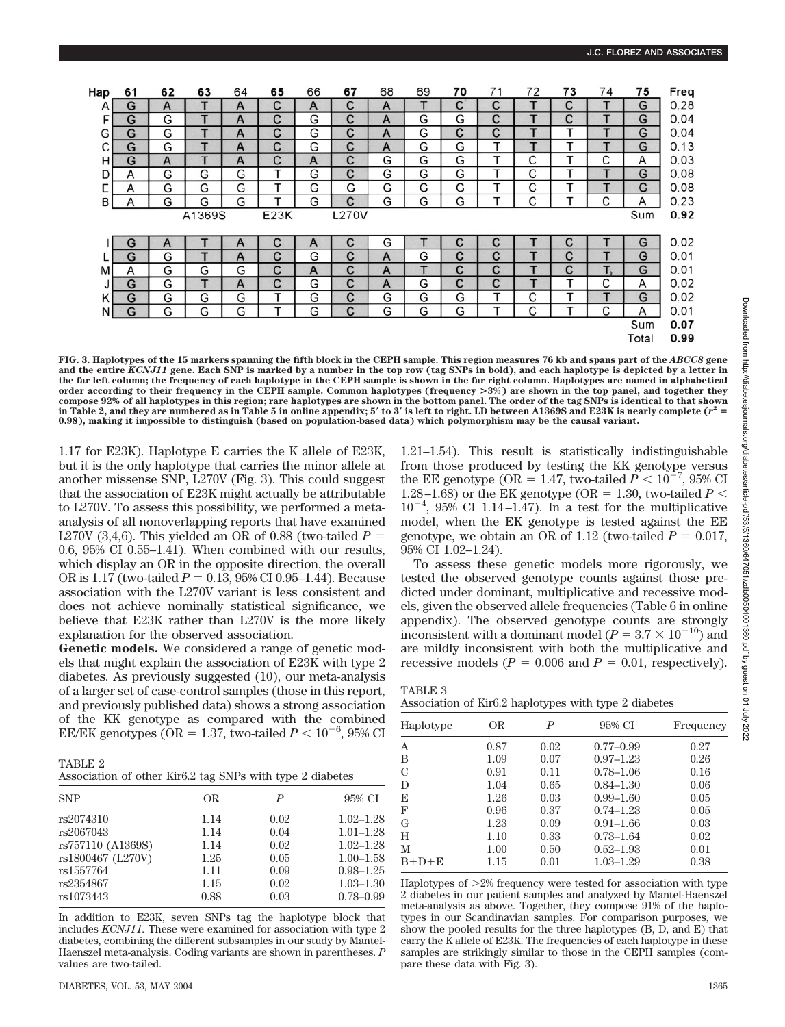| Hap | 61 | 62 | 63 | 64 | 65 | 66 | 67 | 68 | 69 | 70 | 71 | 72 | 73 | 74 | 75 | Freq |
|---|---|---|---|---|---|---|---|---|---|---|---|---|---|---|---|---|
| A | G | A | T | A | C | A | C | A | T | C | C | T | C | T | G | 0.28 |
| F | G | G | T | A | C | G | C | A | G | G | C | T | C | T | G | 0.04 |
| G | G | G | T | A | C | G | C | A | G | C | C | T | T | T | G | 0.04 |
| C | G | G | T | A | C | G | C | A | G | G | T | T | T | T | G | 0.13 |
| H | G | A | T | A | C | A | C | G | G | G | T | C | T | C | A | 0.03 |
| D | A | G | G | G | T | G | C | G | G | G | T | C | T | T | G | 0.08 |
| E | A | G | G | G | T | G | G | G | G | G | T | C | T | T | G | 0.08 |
| B | A | G | G | G | T | G | C | G | G | G | T | C | T | C | A | 0.23 |
| | | | A1369S | | E23K | | L270V | | | | | | | | Sum | 0.92 |
| I | G | A | T | A | C | A | C | G | T | C | C | T | C | T | G | 0.02 |
| L | G | G | T | A | C | G | C | A | G | C | C | T | C | T | G | 0.01 |
| M | A | G | G | G | C | A | C | A | T | C | C | T | C | T | G | 0.01 |
| J | G | G | T | A | C | G | C | A | G | C | C | T | T | C | A | 0.02 |
| K | G | G | G | G | T | G | C | G | G | G | T | C | T | T | G | 0.02 |
| N | G | G | G | G | T | G | C | G | G | G | T | C | T | C | A | 0.01 |
| | | | | | | | | | | | | | | | Sum | 0.07 |
| | | | | | | | | | | | | | | | Total | 0.99 |

**FIG. 3. Haplotypes of the 15 markers spanning the fifth block in the CEPH sample. This region measures 76 kb and spans part of the *ABCC8* gene and the entire *KCNJ11* gene. Each SNP is marked by a number in the top row (tag SNPs in bold), and each haplotype is depicted by a letter in the far left column; the frequency of each haplotype in the CEPH sample is shown in the far right column. Haplotypes are named in alphabetical order according to their frequency in the CEPH sample. Common haplotypes (frequency >3%) are shown in the top panel, and together they compose 92% of all haplotypes in this region; rare haplotypes are shown in the bottom panel. The order of the tag SNPs is identical to that shown in Table 2, and they are numbered as in Table 5 in online appendix; 5′ to 3′ is left to right. LD between A1369S and E23K is nearly complete ($r^2$ = 0.98), making it impossible to distinguish (based on population-based data) which polymorphism may be the causal variant.**

1.17 for E23K). Haplotype E carries the K allele of E23K, but it is the only haplotype that carries the minor allele at another missense SNP, L270V (Fig. 3). This could suggest that the association of E23K might actually be attributable to L270V. To assess this possibility, we performed a meta-analysis of all nonoverlapping reports that have examined L270V (3,4,6). This yielded an OR of 0.88 (two-tailed $P$ = 0.6, 95% CI 0.55–1.41). When combined with our results, which display an OR in the opposite direction, the overall OR is 1.17 (two-tailed $P$ = 0.13, 95% CI 0.95–1.44). Because association with the L270V variant is less consistent and does not achieve nominally statistical significance, we believe that E23K rather than L270V is the more likely explanation for the observed association.

**Genetic models.** We considered a range of genetic models that might explain the association of E23K with type 2 diabetes. As previously suggested (10), our meta-analysis of a larger set of case-control samples (those in this report, and previously published data) shows a strong association of the KK genotype as compared with the combined EE/EK genotypes (OR = 1.37, two-tailed $P < 10^{-6}$, 95% CI 1.21–1.54). This result is statistically indistinguishable from those produced by testing the KK genotype versus the EE genotype (OR = 1.47, two-tailed $P < 10^{-7}$, 95% CI 1.28–1.68) or the EK genotype (OR = 1.30, two-tailed $P < 10^{-4}$, 95% CI 1.14–1.47). In a test for the multiplicative model, when the EK genotype is tested against the EE genotype, we obtain an OR of 1.12 (two-tailed $P$ = 0.017, 95% CI 1.02–1.24).

To assess these genetic models more rigorously, we tested the observed genotype counts against those predicted under dominant, multiplicative and recessive models, given the observed allele frequencies (Table 6 in online appendix). The observed genotype counts are strongly inconsistent with a dominant model ($P = 3.7 \times 10^{-10}$) and are mildly inconsistent with both the multiplicative and recessive models ($P$ = 0.006 and $P$ = 0.01, respectively).

TABLE 2
Association of other Kir6.2 tag SNPs with type 2 diabetes

| SNP | OR | $P$ | 95% CI |
|---|---|---|---|
| rs2074310 | 1.14 | 0.02 | 1.02–1.28 |
| rs2067043 | 1.14 | 0.04 | 1.01–1.28 |
| rs757110 (A1369S) | 1.14 | 0.02 | 1.02–1.28 |
| rs1800467 (L270V) | 1.25 | 0.05 | 1.00–1.58 |
| rs1557764 | 1.11 | 0.09 | 0.98–1.25 |
| rs2354867 | 1.15 | 0.02 | 1.03–1.30 |
| rs1073443 | 0.88 | 0.03 | 0.78–0.99 |

In addition to E23K, seven SNPs tag the haplotype block that includes *KCNJ11*. These were examined for association with type 2 diabetes, combining the different subsamples in our study by Mantel-Haenszel meta-analysis. Coding variants are shown in parentheses. $P$ values are two-tailed.

TABLE 3
Association of Kir6.2 haplotypes with type 2 diabetes

| Haplotype | OR | $P$ | 95% CI | Frequency |
|---|---|---|---|---|
| A | 0.87 | 0.02 | 0.77–0.99 | 0.27 |
| B | 1.09 | 0.07 | 0.97–1.23 | 0.26 |
| C | 0.91 | 0.11 | 0.78–1.06 | 0.16 |
| D | 1.04 | 0.65 | 0.84–1.30 | 0.06 |
| E | 1.26 | 0.03 | 0.99–1.60 | 0.05 |
| F | 0.96 | 0.37 | 0.74–1.23 | 0.05 |
| G | 1.23 | 0.09 | 0.91–1.66 | 0.03 |
| H | 1.10 | 0.33 | 0.73–1.64 | 0.02 |
| M | 1.00 | 0.50 | 0.52–1.93 | 0.01 |
| B+D+E | 1.15 | 0.01 | 1.03–1.29 | 0.38 |

Haplotypes of >2% frequency were tested for association with type 2 diabetes in our patient samples and analyzed by Mantel-Haenszel meta-analysis as above. Together, they compose 91% of the haplotypes in our Scandinavian samples. For comparison purposes, we show the pooled results for the three haplotypes (B, D, and E) that carry the K allele of E23K. The frequencies of each haplotype in these samples are strikingly similar to those in the CEPH samples (compare these data with Fig. 3).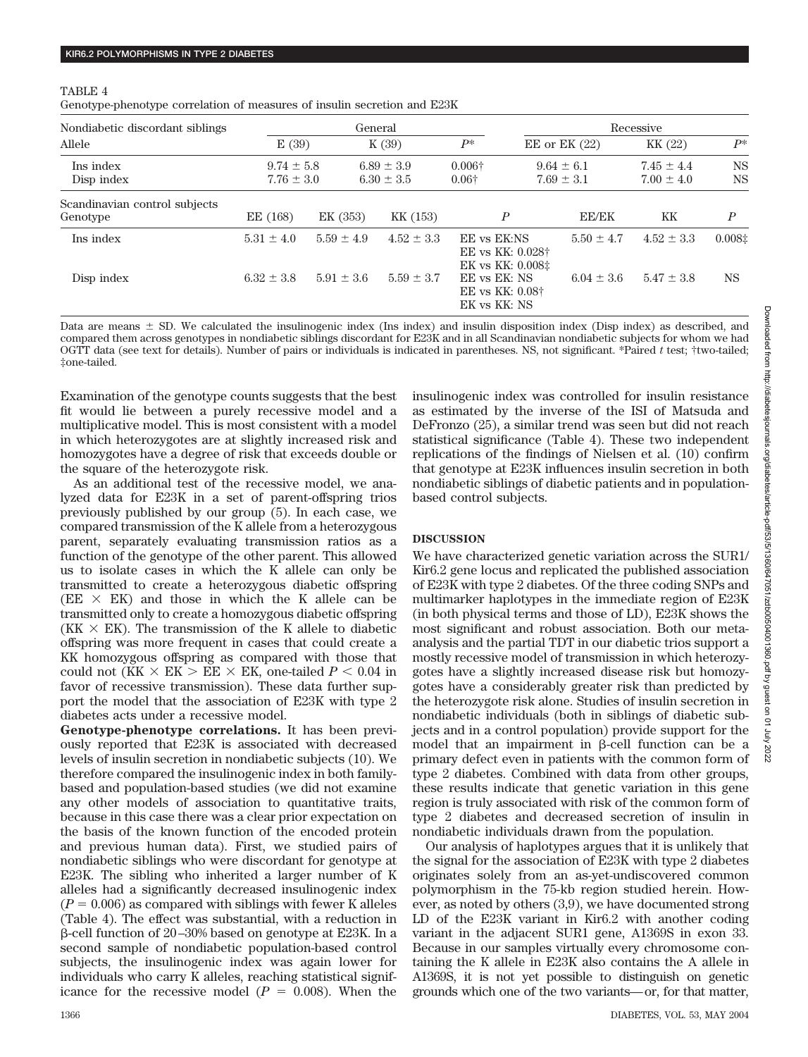TABLE 4

Genotype-phenotype correlation of measures of insulin secretion and E23K

| Nondiabetic discordant siblings | General | | | | Recessive | | |
|---|---|---|---|---|---|---|---|
| Allele | E (39) | | K (39) | $P$* | EE or EK (22) | KK (22) | $P$* |
| Ins index | 9.74 ± 5.8 | | 6.89 ± 3.9 | 0.006† | 9.64 ± 6.1 | 7.45 ± 4.4 | NS |
| Disp index | 7.76 ± 3.0 | | 6.30 ± 3.5 | 0.06† | 7.69 ± 3.1 | 7.00 ± 4.0 | NS |
| Scandinavian control subjects | | | | | | | |
| Genotype | EE (168) | EK (353) | KK (153) | $P$ | EE/EK | KK | $P$ |
| Ins index | 5.31 ± 4.0 | 5.59 ± 4.9 | 4.52 ± 3.3 | EE vs EK:NS<br>EE vs KK: 0.028†<br>EK vs KK: 0.008‡ | 5.50 ± 4.7 | 4.52 ± 3.3 | 0.008‡ |
| Disp index | 6.32 ± 3.8 | 5.91 ± 3.6 | 5.59 ± 3.7 | EE vs EK: NS<br>EE vs KK: 0.08†<br>EK vs KK: NS | 6.04 ± 3.6 | 5.47 ± 3.8 | NS |

Data are means ± SD. We calculated the insulinogenic index (Ins index) and insulin disposition index (Disp index) as described, and compared them across genotypes in nondiabetic siblings discordant for E23K and in all Scandinavian nondiabetic subjects for whom we had OGTT data (see text for details). Number of pairs or individuals is indicated in parentheses. NS, not significant. *Paired $t$ test; †two-tailed; ‡one-tailed.

Examination of the genotype counts suggests that the best fit would lie between a purely recessive model and a multiplicative model. This is most consistent with a model in which heterozygotes are at slightly increased risk and homozygotes have a degree of risk that exceeds double or the square of the heterozygote risk.

As an additional test of the recessive model, we analyzed data for E23K in a set of parent-offspring trios previously published by our group (5). In each case, we compared transmission of the K allele from a heterozygous parent, separately evaluating transmission ratios as a function of the genotype of the other parent. This allowed us to isolate cases in which the K allele can only be transmitted to create a heterozygous diabetic offspring (EE × EK) and those in which the K allele can be transmitted only to create a homozygous diabetic offspring (KK × EK). The transmission of the K allele to diabetic offspring was more frequent in cases that could create a KK homozygous offspring as compared with those that could not (KK × EK > EE × EK, one-tailed $P < 0.04$ in favor of recessive transmission). These data further support the model that the association of E23K with type 2 diabetes acts under a recessive model.

**Genotype-phenotype correlations.** It has been previously reported that E23K is associated with decreased levels of insulin secretion in nondiabetic subjects (10). We therefore compared the insulinogenic index in both family-based and population-based studies (we did not examine any other models of association to quantitative traits, because in this case there was a clear prior expectation on the basis of the known function of the encoded protein and previous human data). First, we studied pairs of nondiabetic siblings who were discordant for genotype at E23K. The sibling who inherited a larger number of K alleles had a significantly decreased insulinogenic index ($P = 0.006$) as compared with siblings with fewer K alleles (Table 4). The effect was substantial, with a reduction in β-cell function of 20–30% based on genotype at E23K. In a second sample of nondiabetic population-based control subjects, the insulinogenic index was again lower for individuals who carry K alleles, reaching statistical significance for the recessive model ($P = 0.008$). When the insulinogenic index was controlled for insulin resistance as estimated by the inverse of the ISI of Matsuda and DeFronzo (25), a similar trend was seen but did not reach statistical significance (Table 4). These two independent replications of the findings of Nielsen et al. (10) confirm that genotype at E23K influences insulin secretion in both nondiabetic siblings of diabetic patients and in population-based control subjects.

## DISCUSSION

We have characterized genetic variation across the SUR1/Kir6.2 gene locus and replicated the published association of E23K with type 2 diabetes. Of the three coding SNPs and multimarker haplotypes in the immediate region of E23K (in both physical terms and those of LD), E23K shows the most significant and robust association. Both our meta-analysis and the partial TDT in our diabetic trios support a mostly recessive model of transmission in which heterozygotes have a slightly increased disease risk but homozygotes have a considerably greater risk than predicted by the heterozygote risk alone. Studies of insulin secretion in nondiabetic individuals (both in siblings of diabetic subjects and in a control population) provide support for the model that an impairment in β-cell function can be a primary defect even in patients with the common form of type 2 diabetes. Combined with data from other groups, these results indicate that genetic variation in this gene region is truly associated with risk of the common form of type 2 diabetes and decreased secretion of insulin in nondiabetic individuals drawn from the population.

Our analysis of haplotypes argues that it is unlikely that the signal for the association of E23K with type 2 diabetes originates solely from an as-yet-undiscovered common polymorphism in the 75-kb region studied herein. However, as noted by others (3,9), we have documented strong LD of the E23K variant in Kir6.2 with another coding variant in the adjacent SUR1 gene, A1369S in exon 33. Because in our samples virtually every chromosome containing the K allele in E23K also contains the A allele in A1369S, it is not yet possible to distinguish on genetic grounds which one of the two variants—or, for that matter,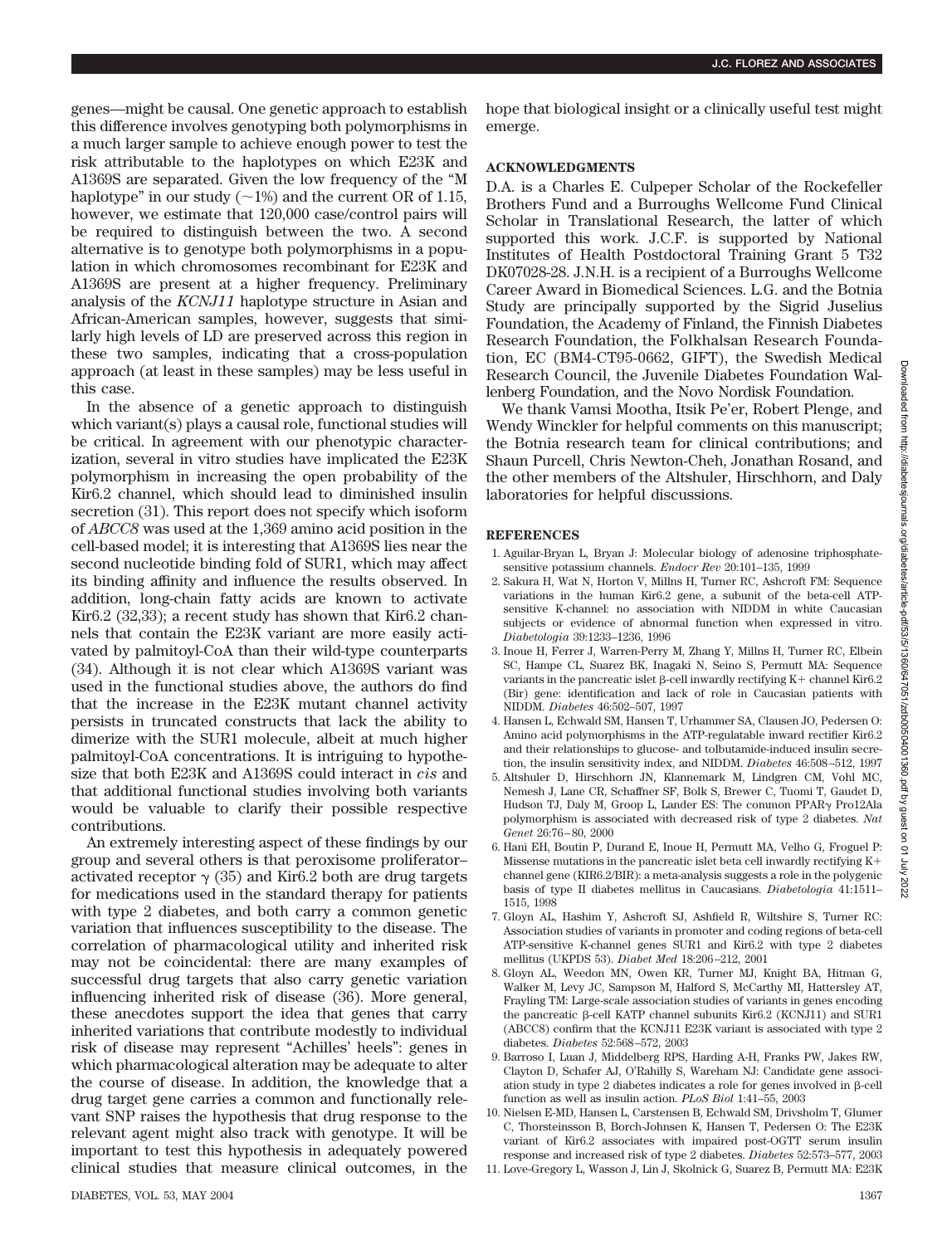genes—might be causal. One genetic approach to establish this difference involves genotyping both polymorphisms in a much larger sample to achieve enough power to test the risk attributable to the haplotypes on which E23K and A1369S are separated. Given the low frequency of the "M haplotype" in our study (~1%) and the current OR of 1.15, however, we estimate that 120,000 case/control pairs will be required to distinguish between the two. A second alternative is to genotype both polymorphisms in a population in which chromosomes recombinant for E23K and A1369S are present at a higher frequency. Preliminary analysis of the *KCNJ11* haplotype structure in Asian and African-American samples, however, suggests that similarly high levels of LD are preserved across this region in these two samples, indicating that a cross-population approach (at least in these samples) may be less useful in this case.

In the absence of a genetic approach to distinguish which variant(s) plays a causal role, functional studies will be critical. In agreement with our phenotypic characterization, several in vitro studies have implicated the E23K polymorphism in increasing the open probability of the Kir6.2 channel, which should lead to diminished insulin secretion (31). This report does not specify which isoform of *ABCC8* was used at the 1,369 amino acid position in the cell-based model; it is interesting that A1369S lies near the second nucleotide binding fold of SUR1, which may affect its binding affinity and influence the results observed. In addition, long-chain fatty acids are known to activate Kir6.2 (32,33); a recent study has shown that Kir6.2 channels that contain the E23K variant are more easily activated by palmitoyl-CoA than their wild-type counterparts (34). Although it is not clear which A1369S variant was used in the functional studies above, the authors do find that the increase in the E23K mutant channel activity persists in truncated constructs that lack the ability to dimerize with the SUR1 molecule, albeit at much higher palmitoyl-CoA concentrations. It is intriguing to hypothesize that both E23K and A1369S could interact in *cis* and that additional functional studies involving both variants would be valuable to clarify their possible respective contributions.

An extremely interesting aspect of these findings by our group and several others is that peroxisome proliferator–activated receptor $\gamma$ (35) and Kir6.2 both are drug targets for medications used in the standard therapy for patients with type 2 diabetes, and both carry a common genetic variation that influences susceptibility to the disease. The correlation of pharmacological utility and inherited risk may not be coincidental: there are many examples of successful drug targets that also carry genetic variation influencing inherited risk of disease (36). More general, these anecdotes support the idea that genes that carry inherited variations that contribute modestly to individual risk of disease may represent "Achilles' heels": genes in which pharmacological alteration may be adequate to alter the course of disease. In addition, the knowledge that a drug target gene carries a common and functionally relevant SNP raises the hypothesis that drug response to the relevant agent might also track with genotype. It will be important to test this hypothesis in adequately powered clinical studies that measure clinical outcomes, in the hope that biological insight or a clinically useful test might emerge.

## ACKNOWLEDGMENTS

D.A. is a Charles E. Culpeper Scholar of the Rockefeller Brothers Fund and a Burroughs Wellcome Fund Clinical Scholar in Translational Research, the latter of which supported this work. J.C.F. is supported by National Institutes of Health Postdoctoral Training Grant 5 T32 DK07028-28. J.N.H. is a recipient of a Burroughs Wellcome Career Award in Biomedical Sciences. L.G. and the Botnia Study are principally supported by the Sigrid Juselius Foundation, the Academy of Finland, the Finnish Diabetes Research Foundation, the Folkhalsan Research Foundation, EC (BM4-CT95-0662, GIFT), the Swedish Medical Research Council, the Juvenile Diabetes Foundation Wallenberg Foundation, and the Novo Nordisk Foundation.

We thank Vamsi Mootha, Itsik Pe'er, Robert Plenge, and Wendy Winckler for helpful comments on this manuscript; the Botnia research team for clinical contributions; and Shaun Purcell, Chris Newton-Cheh, Jonathan Rosand, and the other members of the Altshuler, Hirschhorn, and Daly laboratories for helpful discussions.

## REFERENCES

1. Aguilar-Bryan L, Bryan J: Molecular biology of adenosine triphosphate-sensitive potassium channels. *Endocr Rev* 20:101–135, 1999
2. Sakura H, Wat N, Horton V, Millns H, Turner RC, Ashcroft FM: Sequence variations in the human Kir6.2 gene, a subunit of the beta-cell ATP-sensitive K-channel: no association with NIDDM in white Caucasian subjects or evidence of abnormal function when expressed in vitro. *Diabetologia* 39:1233–1236, 1996
3. Inoue H, Ferrer J, Warren-Perry M, Zhang Y, Millns H, Turner RC, Elbein SC, Hampe CL, Suarez BK, Inagaki N, Seino S, Permutt MA: Sequence variants in the pancreatic islet β-cell inwardly rectifying K+ channel Kir6.2 (Bir) gene: identification and lack of role in Caucasian patients with NIDDM. *Diabetes* 46:502–507, 1997
4. Hansen L, Echwald SM, Hansen T, Urhammer SA, Clausen JO, Pedersen O: Amino acid polymorphisms in the ATP-regulatable inward rectifier Kir6.2 and their relationships to glucose- and tolbutamide-induced insulin secretion, the insulin sensitivity index, and NIDDM. *Diabetes* 46:508–512, 1997
5. Altshuler D, Hirschhorn JN, Klannemark M, Lindgren CM, Vohl MC, Nemesh J, Lane CR, Schaffner SF, Bolk S, Brewer C, Tuomi T, Gaudet D, Hudson TJ, Daly M, Groop L, Lander ES: The common PPARγ Pro12Ala polymorphism is associated with decreased risk of type 2 diabetes. *Nat Genet* 26:76–80, 2000
6. Hani EH, Boutin P, Durand E, Inoue H, Permutt MA, Velho G, Froguel P: Missense mutations in the pancreatic islet beta cell inwardly rectifying K+ channel gene (KIR6.2/BIR): a meta-analysis suggests a role in the polygenic basis of type II diabetes mellitus in Caucasians. *Diabetologia* 41:1511–1515, 1998
7. Gloyn AL, Hashim Y, Ashcroft SJ, Ashfield R, Wiltshire S, Turner RC: Association studies of variants in promoter and coding regions of beta-cell ATP-sensitive K-channel genes SUR1 and Kir6.2 with type 2 diabetes mellitus (UKPDS 53). *Diabet Med* 18:206–212, 2001
8. Gloyn AL, Weedon MN, Owen KR, Turner MJ, Knight BA, Hitman G, Walker M, Levy JC, Sampson M, Halford S, McCarthy MI, Hattersley AT, Frayling TM: Large-scale association studies of variants in genes encoding the pancreatic β-cell KATP channel subunits Kir6.2 (KCNJ11) and SUR1 (ABCC8) confirm that the KCNJ11 E23K variant is associated with type 2 diabetes. *Diabetes* 52:568–572, 2003
9. Barroso I, Luan J, Middelberg RPS, Harding A-H, Franks PW, Jakes RW, Clayton D, Schafer AJ, O'Rahilly S, Wareham NJ: Candidate gene association study in type 2 diabetes indicates a role for genes involved in β-cell function as well as insulin action. *PLoS Biol* 1:41–55, 2003
10. Nielsen E-MD, Hansen L, Carstensen B, Echwald SM, Drivsholm T, Glumer C, Thorsteinsson B, Borch-Johnsen K, Hansen T, Pedersen O: The E23K variant of Kir6.2 associates with impaired post-OGTT serum insulin response and increased risk of type 2 diabetes. *Diabetes* 52:573–577, 2003
11. Love-Gregory L, Wasson J, Lin J, Skolnick G, Suarez B, Permutt MA: E23K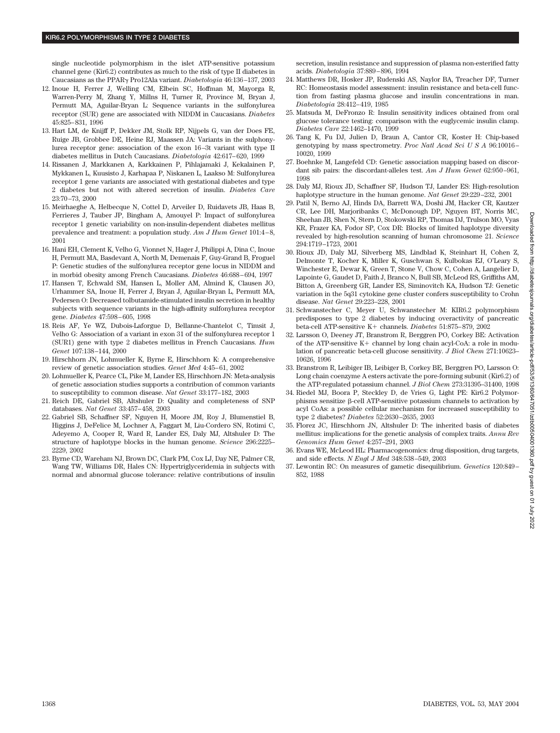single nucleotide polymorphism in the islet ATP-sensitive potassium channel gene (Kir6.2) contributes as much to the risk of type II diabetes in Caucasians as the PPARγ Pro12Ala variant. *Diabetologia* 46:136–137, 2003

12. Inoue H, Ferrer J, Welling CM, Elbein SC, Hoffman M, Mayorga R, Warren-Perry M, Zhang Y, Millns H, Turner R, Province M, Bryan J, Permutt MA, Aguilar-Bryan L: Sequence variants in the sulfonylurea receptor (SUR) gene are associated with NIDDM in Caucasians. *Diabetes* 45:825–831, 1996
13. Hart LM, de Knijff P, Dekker JM, Stolk RP, Nijpels G, van der Does FE, Ruige JB, Grobbee DE, Heine RJ, Maassen JA: Variants in the sulphonylurea receptor gene: association of the exon 16–3t variant with type II diabetes mellitus in Dutch Caucasians. *Diabetologia* 42:617–620, 1999
14. Rissanen J, Markkanen A, Karkkainen P, Pihlajamaki J, Kekalainen P, Mykkanen L, Kuusisto J, Karhapaa P, Niskanen L, Laakso M: Sulfonylurea receptor 1 gene variants are associated with gestational diabetes and type 2 diabetes but not with altered secretion of insulin. *Diabetes Care* 23:70–73, 2000
15. Meirhaeghe A, Helbecque N, Cottel D, Arveiler D, Ruidavets JB, Haas B, Ferrieres J, Tauber JP, Bingham A, Amouyel P: Impact of sulfonylurea receptor 1 genetic variability on non-insulin-dependent diabetes mellitus prevalence and treatment: a population study. *Am J Hum Genet* 101:4–8, 2001
16. Hani EH, Clement K, Velho G, Vionnet N, Hager J, Philippi A, Dina C, Inoue H, Permutt MA, Basdevant A, North M, Demenais F, Guy-Grand B, Froguel P: Genetic studies of the sulfonylurea receptor gene locus in NIDDM and in morbid obesity among French Caucasians. *Diabetes* 46:688–694, 1997
17. Hansen T, Echwald SM, Hansen L, Moller AM, Almind K, Clausen JO, Urhammer SA, Inoue H, Ferrer J, Bryan J, Aguilar-Bryan L, Permutt MA, Pedersen O: Decreased tolbutamide-stimulated insulin secretion in healthy subjects with sequence variants in the high-affinity sulfonylurea receptor gene. *Diabetes* 47:598–605, 1998
18. Reis AF, Ye WZ, Dubois-Laforgue D, Bellanne-Chantelot C, Timsit J, Velho G: Association of a variant in exon 31 of the sulfonylurea receptor 1 (SUR1) gene with type 2 diabetes mellitus in French Caucasians. *Hum Genet* 107:138–144, 2000
19. Hirschhorn JN, Lohmueller K, Byrne E, Hirschhorn K: A comprehensive review of genetic association studies. *Genet Med* 4:45–61, 2002
20. Lohmueller K, Pearce CL, Pike M, Lander ES, Hirschhorn JN: Meta-analysis of genetic association studies supports a contribution of common variants to susceptibility to common disease. *Nat Genet* 33:177–182, 2003
21. Reich DE, Gabriel SB, Altshuler D: Quality and completeness of SNP databases. *Nat Genet* 33:457–458, 2003
22. Gabriel SB, Schaffner SF, Nguyen H, Moore JM, Roy J, Blumenstiel B, Higgins J, DeFelice M, Lochner A, Faggart M, Liu-Cordero SN, Rotimi C, Adeyemo A, Cooper R, Ward R, Lander ES, Daly MJ, Altshuler D: The structure of haplotype blocks in the human genome. *Science* 296:2225–2229, 2002
23. Byrne CD, Wareham NJ, Brown DC, Clark PM, Cox LJ, Day NE, Palmer CR, Wang TW, Williams DR, Hales CN: Hypertriglyceridemia in subjects with normal and abnormal glucose tolerance: relative contributions of insulin secretion, insulin resistance and suppression of plasma non-esterified fatty acids. *Diabetologia* 37:889–896, 1994
24. Matthews DR, Hosker JP, Rudenski AS, Naylor BA, Treacher DF, Turner RC: Homeostasis model assessment: insulin resistance and beta-cell function from fasting plasma glucose and insulin concentrations in man. *Diabetologia* 28:412–419, 1985
25. Matsuda M, DeFronzo R: Insulin sensitivity indices obtained from oral glucose tolerance testing: comparison with the euglycemic insulin clamp. *Diabetes Care* 22:1462–1470, 1999
26. Tang K, Fu DJ, Julien D, Braun A, Cantor CR, Koster H: Chip-based genotyping by mass spectrometry. *Proc Natl Acad Sci U S A* 96:10016–10020, 1999
27. Boehnke M, Langefeld CD: Genetic association mapping based on discordant sib pairs: the discordant-alleles test. *Am J Hum Genet* 62:950–961, 1998
28. Daly MJ, Rioux JD, Schaffner SF, Hudson TJ, Lander ES: High-resolution haplotype structure in the human genome. *Nat Genet* 29:229–232, 2001
29. Patil N, Berno AJ, Hinds DA, Barrett WA, Doshi JM, Hacker CR, Kautzer CR, Lee DH, Marjoribanks C, McDonough DP, Nguyen BT, Norris MC, Sheehan JB, Shen N, Stern D, Stokowski RP, Thomas DJ, Trulson MO, Vyas KR, Frazer KA, Fodor SP, Cox DR: Blocks of limited haplotype diversity revealed by high-resolution scanning of human chromosome 21. *Science* 294:1719–1723, 2001
30. Rioux JD, Daly MJ, Silverberg MS, Lindblad K, Steinhart H, Cohen Z, Delmonte T, Kocher K, Miller K, Guschwan S, Kulbokas EJ, O'Leary S, Winchester E, Dewar K, Green T, Stone V, Chow C, Cohen A, Langelier D, Lapointe G, Gaudet D, Faith J, Branco N, Bull SB, McLeod RS, Griffiths AM, Bitton A, Greenberg GR, Lander ES, Siminovitch KA, Hudson TJ: Genetic variation in the 5q31 cytokine gene cluster confers susceptibility to Crohn disease. *Nat Genet* 29:223–228, 2001
31. Schwanstecher C, Meyer U, Schwanstecher M: KIR6.2 polymorphism predisposes to type 2 diabetes by inducing overactivity of pancreatic beta-cell ATP-sensitive K+ channels. *Diabetes* 51:875–879, 2002
32. Larsson O, Deeney JT, Branstrom R, Berggren PO, Corkey BE: Activation of the ATP-sensitive K+ channel by long chain acyl-CoA: a role in modulation of pancreatic beta-cell glucose sensitivity. *J Biol Chem* 271:10623–10626, 1996
33. Branstrom R, Leibiger IB, Leibiger B, Corkey BE, Berggren PO, Larsson O: Long chain coenzyme A esters activate the pore-forming subunit (Kir6.2) of the ATP-regulated potassium channel. *J Biol Chem* 273:31395–31400, 1998
34. Riedel MJ, Boora P, Steckley D, de Vries G, Light PE: Kir6.2 Polymorphisms sensitize β-cell ATP-sensitive potassium channels to activation by acyl CoAs: a possible cellular mechanism for increased susceptibility to type 2 diabetes? *Diabetes* 52:2630–2635, 2003
35. Florez JC, Hirschhorn JN, Altshuler D: The inherited basis of diabetes mellitus: implications for the genetic analysis of complex traits. *Annu Rev Genomics Hum Genet* 4:257–291, 2003
36. Evans WE, McLeod HL: Pharmacogenomics: drug disposition, drug targets, and side effects. *N Engl J Med* 348:538–549, 2003
37. Lewontin RC: On measures of gametic disequilibrium. *Genetics* 120:849–852, 1988